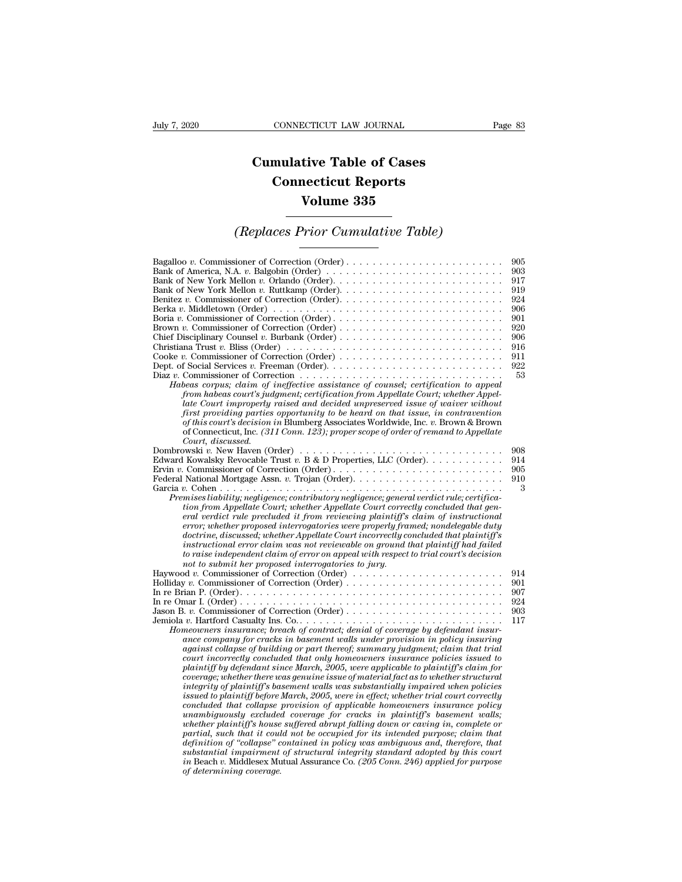# Cumulative Table of Cases
# Connecticut Reports
# Volume 335

## *(Replaces Prior Cumulative Table)*

Bagalloo *v.* Commissioner of Correction (Order) . . . . . . . . . . . . . . . . . . . . . . . . 905
Bank of America, N.A. *v.* Balgobin (Order) . . . . . . . . . . . . . . . . . . . . . . . . . . 903
Bank of New York Mellon *v.* Orlando (Order). . . . . . . . . . . . . . . . . . . . . . . . . . 917
Bank of New York Mellon *v.* Ruttkamp (Order). . . . . . . . . . . . . . . . . . . . . . . . . 919
Benitez *v.* Commissioner of Correction (Order). . . . . . . . . . . . . . . . . . . . . . . . . 924
Berka *v.* Middletown (Order) . . . . . . . . . . . . . . . . . . . . . . . . . . . . . . . . . . 906
Boria *v.* Commissioner of Correction (Order) . . . . . . . . . . . . . . . . . . . . . . . . . 901
Brown *v.* Commissioner of Correction (Order) . . . . . . . . . . . . . . . . . . . . . . . . . 920
Chief Disciplinary Counsel *v.* Burbank (Order) . . . . . . . . . . . . . . . . . . . . . . . . 906
Christiana Trust *v.* Bliss (Order) . . . . . . . . . . . . . . . . . . . . . . . . . . . . . . . 916
Cooke *v.* Commissioner of Correction (Order) . . . . . . . . . . . . . . . . . . . . . . . . . 911
Dept. of Social Services *v.* Freeman (Order). . . . . . . . . . . . . . . . . . . . . . . . . . 922
Diaz *v.* Commissioner of Correction . . . . . . . . . . . . . . . . . . . . . . . . . . . . . . 53

*Habeas corpus; claim of ineffective assistance of counsel; certification to appeal from habeas court's judgment; certification from Appellate Court; whether Appellate Court improperly raised and decided unpreserved issue of waiver without first providing parties opportunity to be heard on that issue, in contravention of this court's decision in* Blumberg Associates Worldwide, Inc. *v.* Brown & Brown of Connecticut, Inc. *(311 Conn. 123); proper scope of order of remand to Appellate Court, discussed.*

Dombrowski *v.* New Haven (Order) . . . . . . . . . . . . . . . . . . . . . . . . . . . . . . . 908
Edward Kowalsky Revocable Trust *v.* B & D Properties, LLC (Order). . . . . . . . . . . . 914
Ervin *v.* Commissioner of Correction (Order). . . . . . . . . . . . . . . . . . . . . . . . . . 905
Federal National Mortgage Assn. *v.* Trojan (Order). . . . . . . . . . . . . . . . . . . . . . 910
Garcia *v.* Cohen . . . . . . . . . . . . . . . . . . . . . . . . . . . . . . . . . . . . . . . . . 3

*Premises liability; negligence; contributory negligence; general verdict rule; certification from Appellate Court; whether Appellate Court correctly concluded that general verdict rule precluded it from reviewing plaintiff's claim of instructional error; whether proposed interrogatories were properly framed; nondelegable duty doctrine, discussed; whether Appellate Court incorrectly concluded that plaintiff's instructional error claim was not reviewable on ground that plaintiff had failed to raise independent claim of error on appeal with respect to trial court's decision not to submit her proposed interrogatories to jury.*

Haywood *v.* Commissioner of Correction (Order) . . . . . . . . . . . . . . . . . . . . . . . 914
Holliday *v.* Commissioner of Correction (Order) . . . . . . . . . . . . . . . . . . . . . . . . 901
In re Brian P. (Order). . . . . . . . . . . . . . . . . . . . . . . . . . . . . . . . . . . . . . 907
In re Omar I. (Order) . . . . . . . . . . . . . . . . . . . . . . . . . . . . . . . . . . . . . . 924
Jason B. *v.* Commissioner of Correction (Order) . . . . . . . . . . . . . . . . . . . . . . . 903
Jemiola *v.* Hartford Casualty Ins. Co.. . . . . . . . . . . . . . . . . . . . . . . . . . . . . 117

*Homeowners insurance; breach of contract; denial of coverage by defendant insurance company for cracks in basement walls under provision in policy insuring against collapse of building or part thereof; summary judgment; claim that trial court incorrectly concluded that only homeowners insurance policies issued to plaintiff by defendant since March, 2005, were applicable to plaintiff's claim for coverage; whether there was genuine issue of material fact as to whether structural integrity of plaintiff's basement walls was substantially impaired when policies issued to plaintiff before March, 2005, were in effect; whether trial court correctly concluded that collapse provision of applicable homeowners insurance policy unambiguously excluded coverage for cracks in plaintiff's basement walls; whether plaintiff's house suffered abrupt falling down or caving in, complete or partial, such that it could not be occupied for its intended purpose; claim that definition of "collapse" contained in policy was ambiguous and, therefore, that substantial impairment of structural integrity standard adopted by this court in* Beach *v.* Middlesex Mutual Assurance Co. *(205 Conn. 246) applied for purpose of determining coverage.*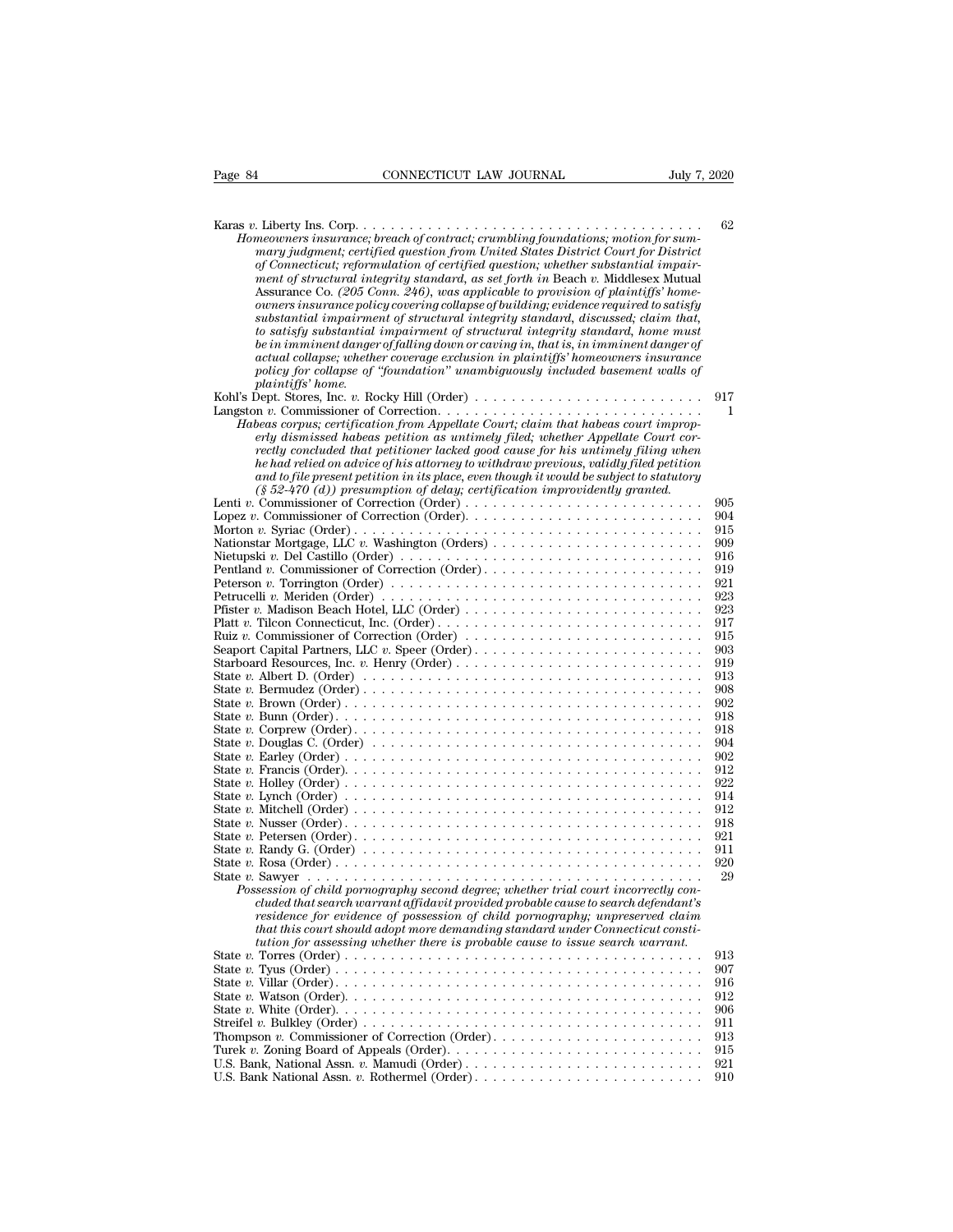Karas *v.* Liberty Ins. Corp. . . . . . . . . . . . . . . . . . . . . . . . . . . . . . . . . . . . . . 62

*Homeowners insurance; breach of contract; crumbling foundations; motion for summary judgment; certified question from United States District Court for District of Connecticut; reformulation of certified question; whether substantial impairment of structural integrity standard, as set forth in* Beach *v.* Middlesex Mutual Assurance Co. *(205 Conn. 246), was applicable to provision of plaintiffs' homeowners insurance policy covering collapse of building; evidence required to satisfy substantial impairment of structural integrity standard, discussed; claim that, to satisfy substantial impairment of structural integrity standard, home must be in imminent danger of falling down or caving in, that is, in imminent danger of actual collapse; whether coverage exclusion in plaintiffs' homeowners insurance policy for collapse of "foundation" unambiguously included basement walls of plaintiffs' home.*

Kohl's Dept. Stores, Inc. *v.* Rocky Hill (Order) . . . . . . . . . . . . . . . . . . . . . . . . . 917

Langston *v.* Commissioner of Correction. . . . . . . . . . . . . . . . . . . . . . . . . . . . . 1

*Habeas corpus; certification from Appellate Court; claim that habeas court improperly dismissed habeas petition as untimely filed; whether Appellate Court correctly concluded that petitioner lacked good cause for his untimely filing when he had relied on advice of his attorney to withdraw previous, validly filed petition and to file present petition in its place, even though it would be subject to statutory (§ 52-470 (d)) presumption of delay; certification improvidently granted.*

Lenti *v.* Commissioner of Correction (Order) . . . . . . . . . . . . . . . . . . . . . . . . . . 905

Lopez *v.* Commissioner of Correction (Order). . . . . . . . . . . . . . . . . . . . . . . . . . 904

Morton *v.* Syriac (Order) . . . . . . . . . . . . . . . . . . . . . . . . . . . . . . . . . . . . . 915

Nationstar Mortgage, LLC *v.* Washington (Orders) . . . . . . . . . . . . . . . . . . . . . . . 909

Nietupski *v.* Del Castillo (Order) . . . . . . . . . . . . . . . . . . . . . . . . . . . . . . . . 916

Pentland *v.* Commissioner of Correction (Order). . . . . . . . . . . . . . . . . . . . . . . . 919

Peterson *v.* Torrington (Order) . . . . . . . . . . . . . . . . . . . . . . . . . . . . . . . . . 921

Petrucelli *v.* Meriden (Order) . . . . . . . . . . . . . . . . . . . . . . . . . . . . . . . . . . 923

Pfister *v.* Madison Beach Hotel, LLC (Order) . . . . . . . . . . . . . . . . . . . . . . . . . . 923

Platt *v.* Tilcon Connecticut, Inc. (Order). . . . . . . . . . . . . . . . . . . . . . . . . . . . . 917

Ruiz *v.* Commissioner of Correction (Order) . . . . . . . . . . . . . . . . . . . . . . . . . . 915

Seaport Capital Partners, LLC *v.* Speer (Order). . . . . . . . . . . . . . . . . . . . . . . . . 903

Starboard Resources, Inc. *v.* Henry (Order) . . . . . . . . . . . . . . . . . . . . . . . . . . 919

State *v.* Albert D. (Order) . . . . . . . . . . . . . . . . . . . . . . . . . . . . . . . . . . . . 913

State *v.* Bermudez (Order) . . . . . . . . . . . . . . . . . . . . . . . . . . . . . . . . . . . . 908

State *v.* Brown (Order) . . . . . . . . . . . . . . . . . . . . . . . . . . . . . . . . . . . . . . 902

State *v.* Bunn (Order). . . . . . . . . . . . . . . . . . . . . . . . . . . . . . . . . . . . . . . 918

State *v.* Corprew (Order). . . . . . . . . . . . . . . . . . . . . . . . . . . . . . . . . . . . . 918

State *v.* Douglas C. (Order) . . . . . . . . . . . . . . . . . . . . . . . . . . . . . . . . . . . 904

State *v.* Earley (Order) . . . . . . . . . . . . . . . . . . . . . . . . . . . . . . . . . . . . . . 902

State *v.* Francis (Order). . . . . . . . . . . . . . . . . . . . . . . . . . . . . . . . . . . . . . 912

State *v.* Holley (Order) . . . . . . . . . . . . . . . . . . . . . . . . . . . . . . . . . . . . . . 922

State *v.* Lynch (Order) . . . . . . . . . . . . . . . . . . . . . . . . . . . . . . . . . . . . . . 914

State *v.* Mitchell (Order) . . . . . . . . . . . . . . . . . . . . . . . . . . . . . . . . . . . . . 912

State *v.* Nusser (Order). . . . . . . . . . . . . . . . . . . . . . . . . . . . . . . . . . . . . . 918

State *v.* Petersen (Order). . . . . . . . . . . . . . . . . . . . . . . . . . . . . . . . . . . . . 921

State *v.* Randy G. (Order) . . . . . . . . . . . . . . . . . . . . . . . . . . . . . . . . . . . . 911

State *v.* Rosa (Order) . . . . . . . . . . . . . . . . . . . . . . . . . . . . . . . . . . . . . . . 920

State *v.* Sawyer . . . . . . . . . . . . . . . . . . . . . . . . . . . . . . . . . . . . . . . . . . 29

*Possession of child pornography second degree; whether trial court incorrectly concluded that search warrant affidavit provided probable cause to search defendant's residence for evidence of possession of child pornography; unpreserved claim that this court should adopt more demanding standard under Connecticut constitution for assessing whether there is probable cause to issue search warrant.*

State *v.* Torres (Order) . . . . . . . . . . . . . . . . . . . . . . . . . . . . . . . . . . . . . . 913

State *v.* Tyus (Order) . . . . . . . . . . . . . . . . . . . . . . . . . . . . . . . . . . . . . . . 907

State *v.* Villar (Order). . . . . . . . . . . . . . . . . . . . . . . . . . . . . . . . . . . . . . . 916

State *v.* Watson (Order). . . . . . . . . . . . . . . . . . . . . . . . . . . . . . . . . . . . . . 912

State *v.* White (Order). . . . . . . . . . . . . . . . . . . . . . . . . . . . . . . . . . . . . . . 906

Streifel *v.* Bulkley (Order) . . . . . . . . . . . . . . . . . . . . . . . . . . . . . . . . . . . . 911

Thompson *v.* Commissioner of Correction (Order). . . . . . . . . . . . . . . . . . . . . . . 913

Turek *v.* Zoning Board of Appeals (Order). . . . . . . . . . . . . . . . . . . . . . . . . . . . 915

U.S. Bank, National Assn. *v.* Mamudi (Order) . . . . . . . . . . . . . . . . . . . . . . . . . 921

U.S. Bank National Assn. *v.* Rothermel (Order). . . . . . . . . . . . . . . . . . . . . . . . 910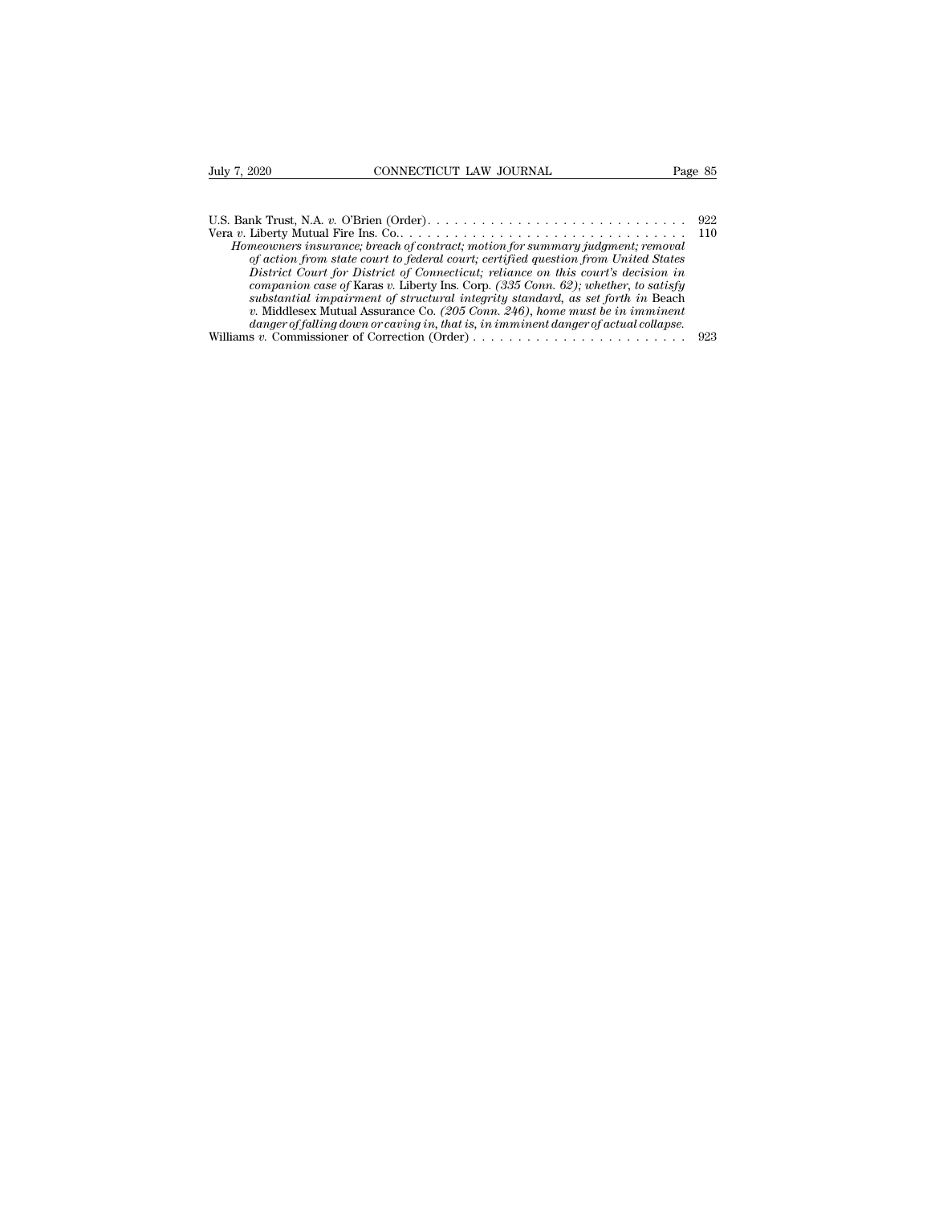U.S. Bank Trust, N.A. *v.* O'Brien (Order) . . . . . . . . . . . . . . . . . . . . . . . . . . . . 922

Vera *v.* Liberty Mutual Fire Ins. Co. . . . . . . . . . . . . . . . . . . . . . . . . . . . . . . . 110

*Homeowners insurance; breach of contract; motion for summary judgment; removal of action from state court to federal court; certified question from United States District Court for District of Connecticut; reliance on this court's decision in companion case of* Karas *v.* Liberty Ins. Corp. *(335 Conn. 62); whether, to satisfy substantial impairment of structural integrity standard, as set forth in* Beach *v.* Middlesex Mutual Assurance Co. *(205 Conn. 246), home must be in imminent danger of falling down or caving in, that is, in imminent danger of actual collapse.*

Williams *v.* Commissioner of Correction (Order) . . . . . . . . . . . . . . . . . . . . . . . . 923